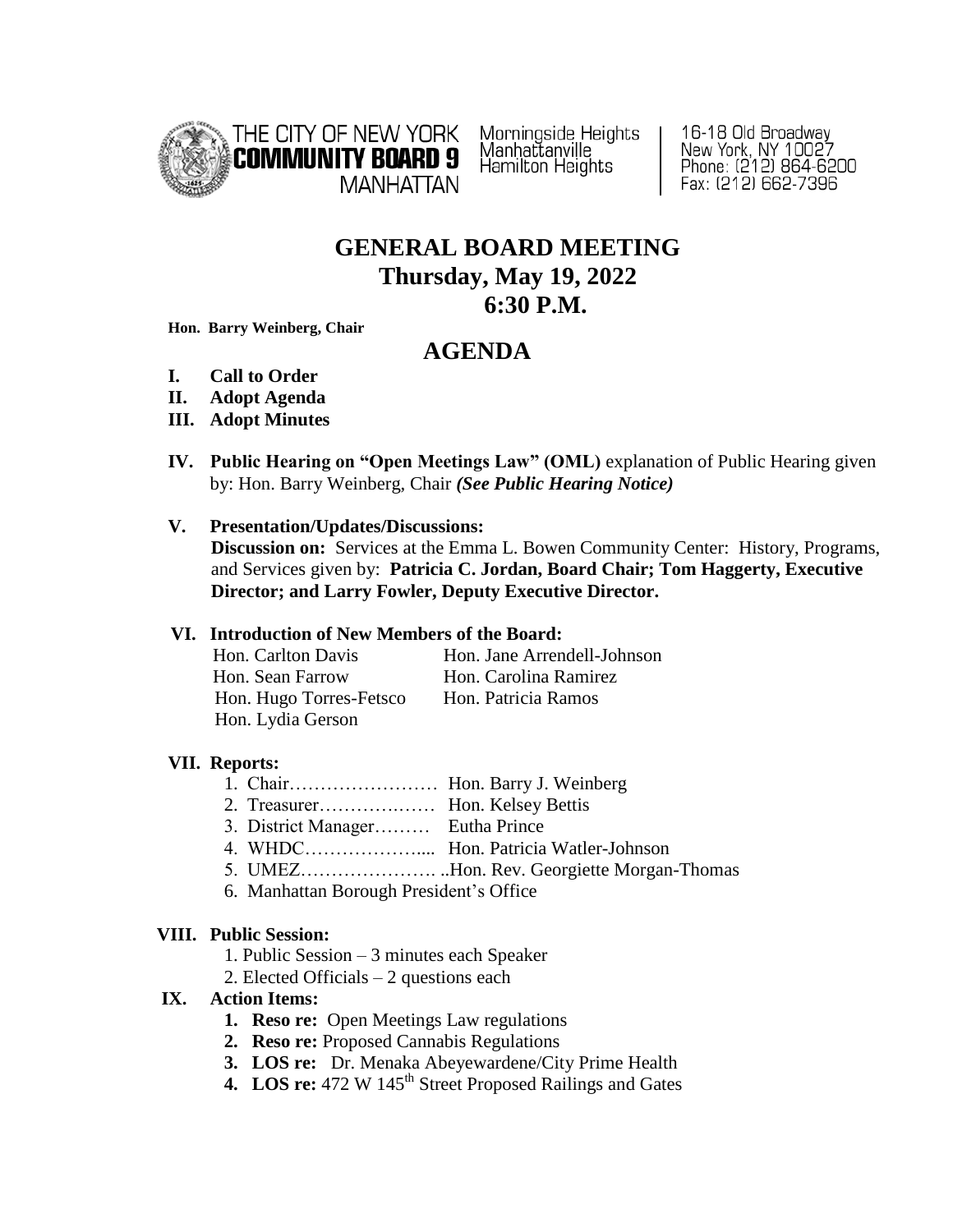THE CITY OF NEW YORK
**COMMUNITY BOARD 9**
MANHATTAN

Morningside Heights
Manhattanville
Hamilton Heights

16-18 Old Broadway
New York, NY 10027
Phone: (212) 864-6200
Fax: (212) 662-7396

# GENERAL BOARD MEETING
## Thursday, May 19, 2022
## 6:30 P.M.

**Hon. Barry Weinberg, Chair**

## AGENDA

- **I. Call to Order**
- **II. Adopt Agenda**
- **III. Adopt Minutes**
- **IV. Public Hearing on "Open Meetings Law" (OML)** explanation of Public Hearing given by: Hon. Barry Weinberg, Chair ***(See Public Hearing Notice)***
- **V. Presentation/Updates/Discussions:**
  **Discussion on:** Services at the Emma L. Bowen Community Center: History, Programs, and Services given by: **Patricia C. Jordan, Board Chair; Tom Haggerty, Executive Director; and Larry Fowler, Deputy Executive Director.**
- **VI. Introduction of New Members of the Board:**

  | | |
  |---|---|
  | Hon. Carlton Davis | Hon. Jane Arrendell-Johnson |
  | Hon. Sean Farrow | Hon. Carolina Ramirez |
  | Hon. Hugo Torres-Fetsco | Hon. Patricia Ramos |
  | Hon. Lydia Gerson | |

- **VII. Reports:**
  1. Chair…………………… Hon. Barry J. Weinberg
  2. Treasurer……………… Hon. Kelsey Bettis
  3. District Manager……… Eutha Prince
  4. WHDC……………….... Hon. Patricia Watler-Johnson
  5. UMEZ…………………. ..Hon. Rev. Georgiette Morgan-Thomas
  6. Manhattan Borough President's Office
- **VIII. Public Session:**
  1. Public Session – 3 minutes each Speaker
  2. Elected Officials – 2 questions each
- **IX. Action Items:**
  1. **Reso re:** Open Meetings Law regulations
  2. **Reso re:** Proposed Cannabis Regulations
  3. **LOS re:** Dr. Menaka Abeyewardene/City Prime Health
  4. **LOS re:** 472 W 145th Street Proposed Railings and Gates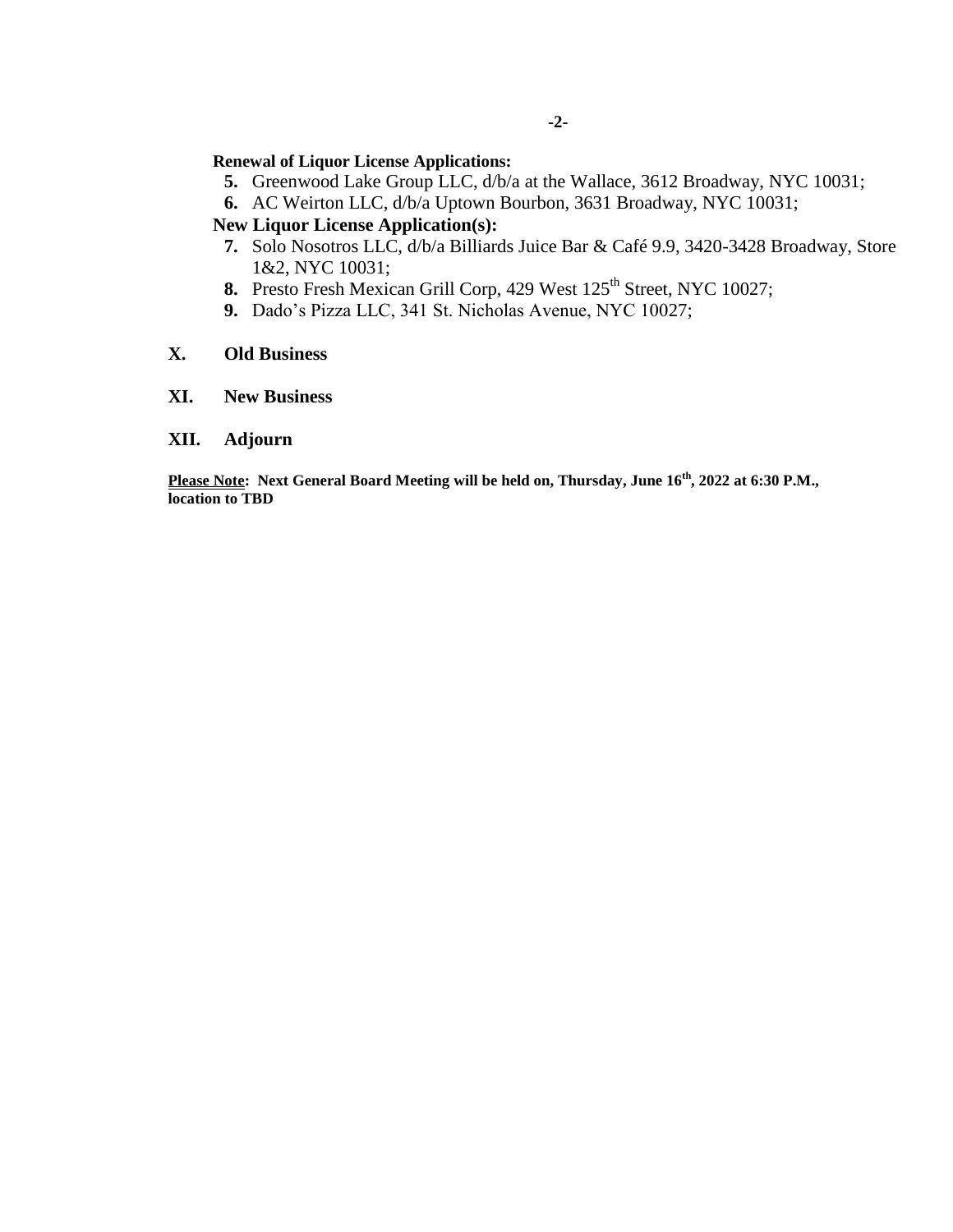**Renewal of Liquor License Applications:**

5. Greenwood Lake Group LLC, d/b/a at the Wallace, 3612 Broadway, NYC 10031;
6. AC Weirton LLC, d/b/a Uptown Bourbon, 3631 Broadway, NYC 10031;

**New Liquor License Application(s):**

7. Solo Nosotros LLC, d/b/a Billiards Juice Bar & Café 9.9, 3420-3428 Broadway, Store 1&2, NYC 10031;
8. Presto Fresh Mexican Grill Corp, 429 West 125th Street, NYC 10027;
9. Dado's Pizza LLC, 341 St. Nicholas Avenue, NYC 10027;

**X. Old Business**

**XI. New Business**

**XII. Adjourn**

**Please Note: Next General Board Meeting will be held on, Thursday, June 16th, 2022 at 6:30 P.M., location to TBD**